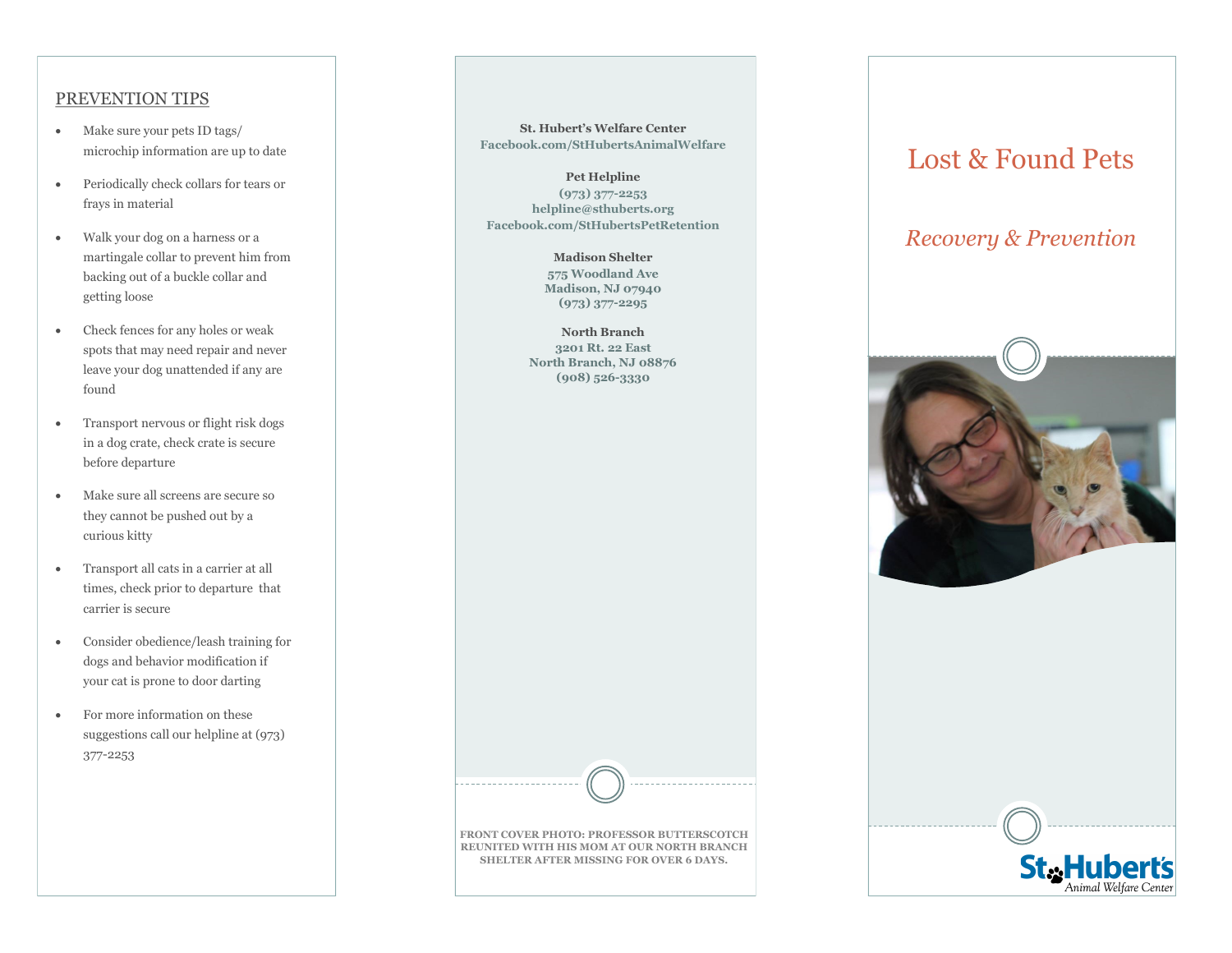## PREVENTION TIPS

- Make sure your pets ID tags/ microchip information are up to date
- Periodically check collars for tears or frays in material
- Walk your dog on a harness or a martingale collar to prevent him from backing out of a buckle collar and getting loose
- Check fences for any holes or weak spots that may need repair and never leave your dog unattended if any are found
- Transport nervous or flight risk dogs in a dog crate, check crate is secure before departure
- Make sure all screens are secure so they cannot be pushed out by a curious kitty
- Transport all cats in a carrier at all times, check prior to departure that carrier is secure
- Consider obedience/leash training for dogs and behavior modification if your cat is prone to door darting
- For more information on these suggestions call our helpline at (973) 377-2253

**St. Hubert's Welfare Center**
**Facebook.com/StHubertsAnimalWelfare**

**Pet Helpline**
**(973) 377-2253**
**helpline@sthuberts.org**
**Facebook.com/StHubertsPetRetention**

**Madison Shelter**
**575 Woodland Ave**
**Madison, NJ 07940**
**(973) 377-2295**

**North Branch**
**3201 Rt. 22 East**
**North Branch, NJ 08876**
**(908) 526-3330**

**FRONT COVER PHOTO: PROFESSOR BUTTERSCOTCH REUNITED WITH HIS MOM AT OUR NORTH BRANCH SHELTER AFTER MISSING FOR OVER 6 DAYS.**

# Lost & Found Pets

*Recovery & Prevention*

St. Hubert's Animal Welfare Center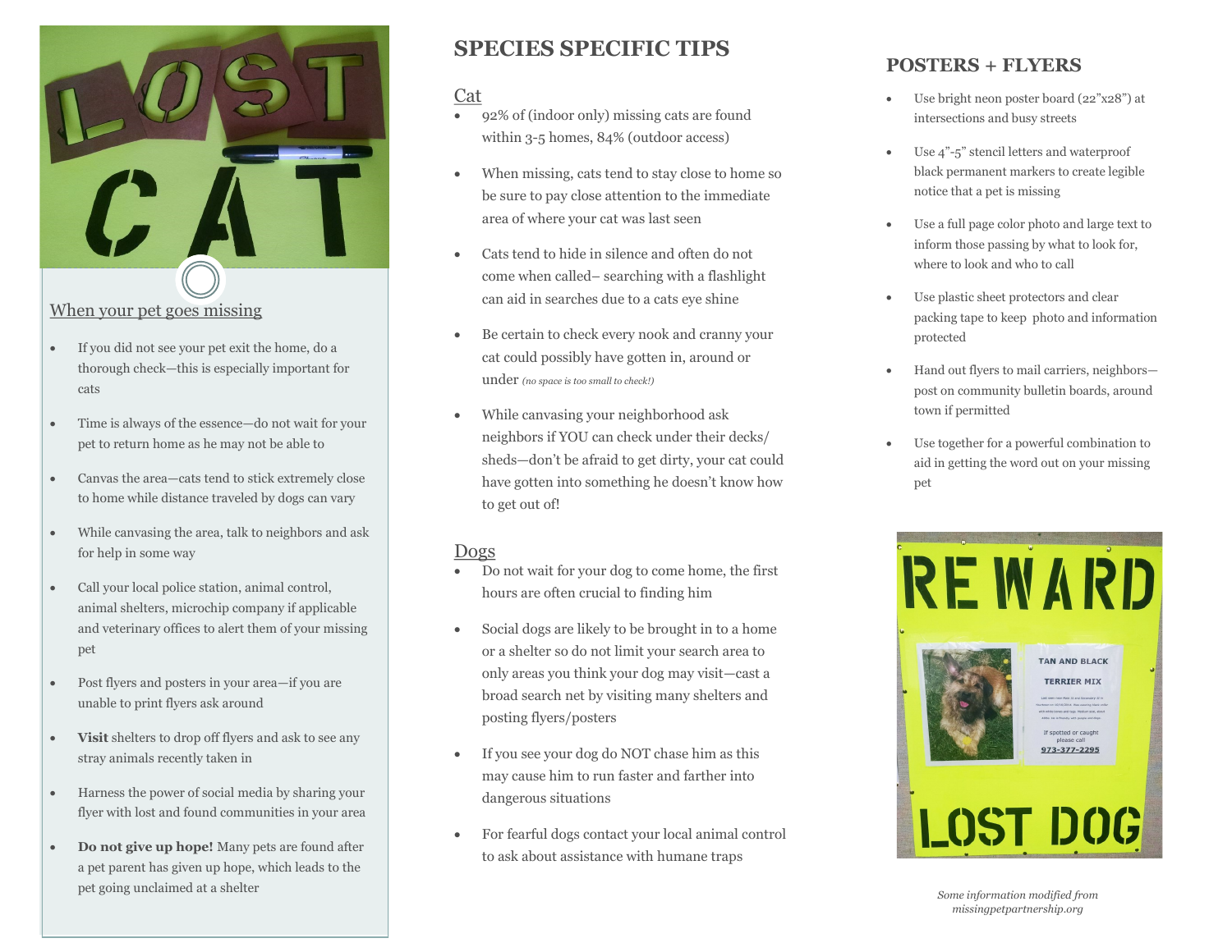## When your pet goes missing

- If you did not see your pet exit the home, do a thorough check—this is especially important for cats
- Time is always of the essence—do not wait for your pet to return home as he may not be able to
- Canvas the area—cats tend to stick extremely close to home while distance traveled by dogs can vary
- While canvasing the area, talk to neighbors and ask for help in some way
- Call your local police station, animal control, animal shelters, microchip company if applicable and veterinary offices to alert them of your missing pet
- Post flyers and posters in your area—if you are unable to print flyers ask around
- **Visit** shelters to drop off flyers and ask to see any stray animals recently taken in
- Harness the power of social media by sharing your flyer with lost and found communities in your area
- **Do not give up hope!** Many pets are found after a pet parent has given up hope, which leads to the pet going unclaimed at a shelter

## SPECIES SPECIFIC TIPS

### Cat

- 92% of (indoor only) missing cats are found within 3-5 homes, 84% (outdoor access)
- When missing, cats tend to stay close to home so be sure to pay close attention to the immediate area of where your cat was last seen
- Cats tend to hide in silence and often do not come when called– searching with a flashlight can aid in searches due to a cats eye shine
- Be certain to check every nook and cranny your cat could possibly have gotten in, around or under *(no space is too small to check!)*
- While canvasing your neighborhood ask neighbors if YOU can check under their decks/ sheds—don't be afraid to get dirty, your cat could have gotten into something he doesn't know how to get out of!

### Dogs

- Do not wait for your dog to come home, the first hours are often crucial to finding him
- Social dogs are likely to be brought in to a home or a shelter so do not limit your search area to only areas you think your dog may visit—cast a broad search net by visiting many shelters and posting flyers/posters
- If you see your dog do NOT chase him as this may cause him to run faster and farther into dangerous situations
- For fearful dogs contact your local animal control to ask about assistance with humane traps

## POSTERS + FLYERS

- Use bright neon poster board (22"x28") at intersections and busy streets
- Use 4"-5" stencil letters and waterproof black permanent markers to create legible notice that a pet is missing
- Use a full page color photo and large text to inform those passing by what to look for, where to look and who to call
- Use plastic sheet protectors and clear packing tape to keep photo and information protected
- Hand out flyers to mail carriers, neighbors—post on community bulletin boards, around town if permitted
- Use together for a powerful combination to aid in getting the word out on your missing pet

*Some information modified from missingpetpartnership.org*